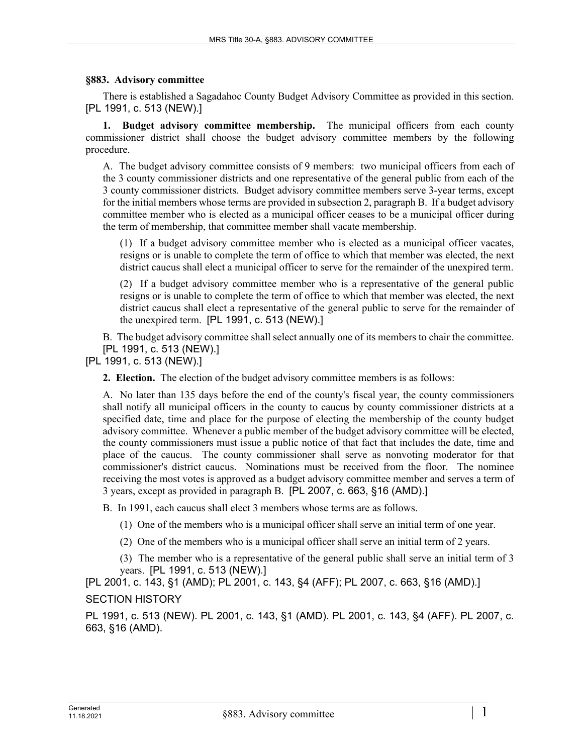## §883. Advisory committee

There is established a Sagadahoc County Budget Advisory Committee as provided in this section. [PL 1991, c. 513 (NEW).]

**1. Budget advisory committee membership.** The municipal officers from each county commissioner district shall choose the budget advisory committee members by the following procedure.

A. The budget advisory committee consists of 9 members: two municipal officers from each of the 3 county commissioner districts and one representative of the general public from each of the 3 county commissioner districts. Budget advisory committee members serve 3-year terms, except for the initial members whose terms are provided in subsection 2, paragraph B. If a budget advisory committee member who is elected as a municipal officer ceases to be a municipal officer during the term of membership, that committee member shall vacate membership.

(1) If a budget advisory committee member who is elected as a municipal officer vacates, resigns or is unable to complete the term of office to which that member was elected, the next district caucus shall elect a municipal officer to serve for the remainder of the unexpired term.

(2) If a budget advisory committee member who is a representative of the general public resigns or is unable to complete the term of office to which that member was elected, the next district caucus shall elect a representative of the general public to serve for the remainder of the unexpired term. [PL 1991, c. 513 (NEW).]

B. The budget advisory committee shall select annually one of its members to chair the committee. [PL 1991, c. 513 (NEW).]

[PL 1991, c. 513 (NEW).]

**2. Election.** The election of the budget advisory committee members is as follows:

A. No later than 135 days before the end of the county's fiscal year, the county commissioners shall notify all municipal officers in the county to caucus by county commissioner districts at a specified date, time and place for the purpose of electing the membership of the county budget advisory committee. Whenever a public member of the budget advisory committee will be elected, the county commissioners must issue a public notice of that fact that includes the date, time and place of the caucus. The county commissioner shall serve as nonvoting moderator for that commissioner's district caucus. Nominations must be received from the floor. The nominee receiving the most votes is approved as a budget advisory committee member and serves a term of 3 years, except as provided in paragraph B. [PL 2007, c. 663, §16 (AMD).]

B. In 1991, each caucus shall elect 3 members whose terms are as follows.

(1) One of the members who is a municipal officer shall serve an initial term of one year.

(2) One of the members who is a municipal officer shall serve an initial term of 2 years.

(3) The member who is a representative of the general public shall serve an initial term of 3 years. [PL 1991, c. 513 (NEW).]

[PL 2001, c. 143, §1 (AMD); PL 2001, c. 143, §4 (AFF); PL 2007, c. 663, §16 (AMD).]

SECTION HISTORY

PL 1991, c. 513 (NEW). PL 2001, c. 143, §1 (AMD). PL 2001, c. 143, §4 (AFF). PL 2007, c. 663, §16 (AMD).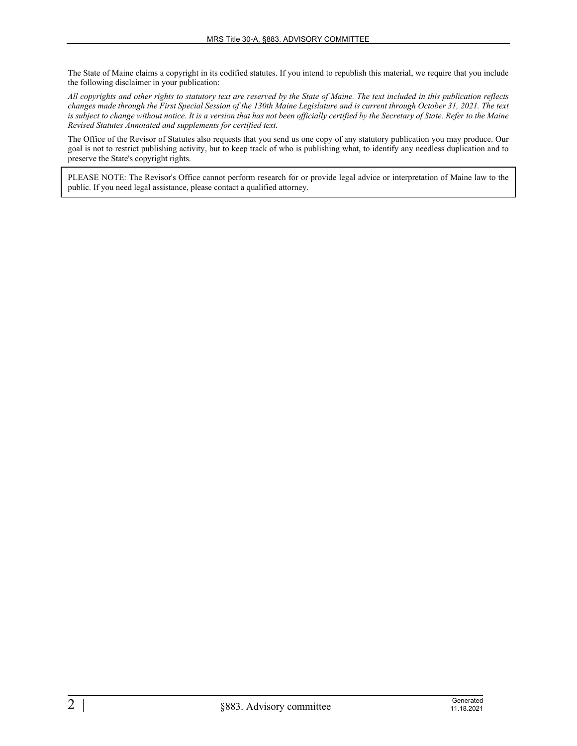The State of Maine claims a copyright in its codified statutes. If you intend to republish this material, we require that you include the following disclaimer in your publication:

*All copyrights and other rights to statutory text are reserved by the State of Maine. The text included in this publication reflects changes made through the First Special Session of the 130th Maine Legislature and is current through October 31, 2021. The text is subject to change without notice. It is a version that has not been officially certified by the Secretary of State. Refer to the Maine Revised Statutes Annotated and supplements for certified text.*

The Office of the Revisor of Statutes also requests that you send us one copy of any statutory publication you may produce. Our goal is not to restrict publishing activity, but to keep track of who is publishing what, to identify any needless duplication and to preserve the State's copyright rights.

PLEASE NOTE: The Revisor's Office cannot perform research for or provide legal advice or interpretation of Maine law to the public. If you need legal assistance, please contact a qualified attorney.